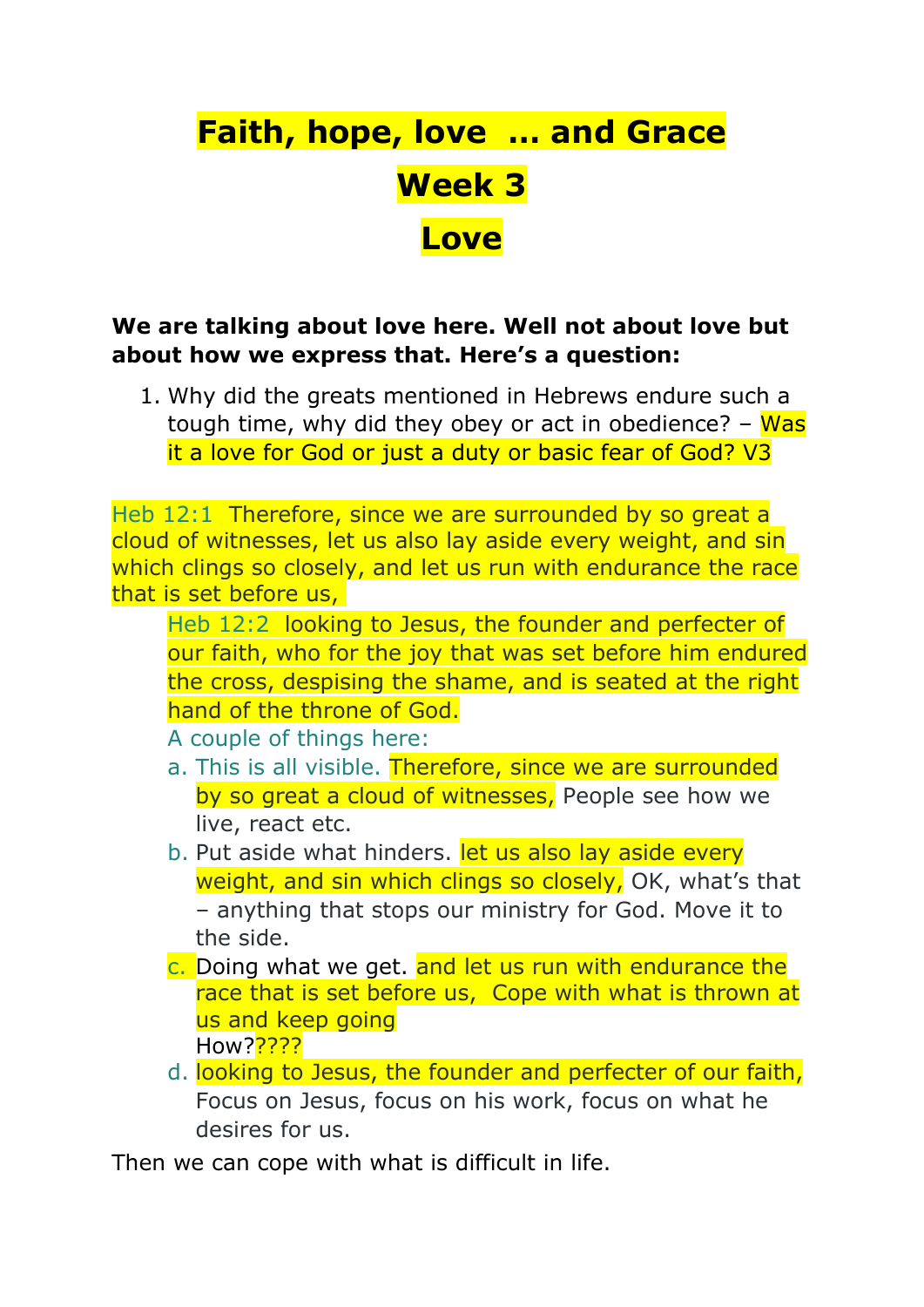# Faith, hope, love … and Grace

## Week 3

## Love

**We are talking about love here. Well not about love but about how we express that. Here's a question:**

1. Why did the greats mentioned in Hebrews endure such a tough time, why did they obey or act in obedience? – Was it a love for God or just a duty or basic fear of God? V3

Heb 12:1 Therefore, since we are surrounded by so great a cloud of witnesses, let us also lay aside every weight, and sin which clings so closely, and let us run with endurance the race that is set before us,

> Heb 12:2 looking to Jesus, the founder and perfecter of our faith, who for the joy that was set before him endured the cross, despising the shame, and is seated at the right hand of the throne of God.
>
> A couple of things here:
>
> a. This is all visible. Therefore, since we are surrounded by so great a cloud of witnesses, People see how we live, react etc.
> b. Put aside what hinders. let us also lay aside every weight, and sin which clings so closely, OK, what's that – anything that stops our ministry for God. Move it to the side.
> c. Doing what we get. and let us run with endurance the race that is set before us, Cope with what is thrown at us and keep going
> How?????
> d. looking to Jesus, the founder and perfecter of our faith, Focus on Jesus, focus on his work, focus on what he desires for us.

Then we can cope with what is difficult in life.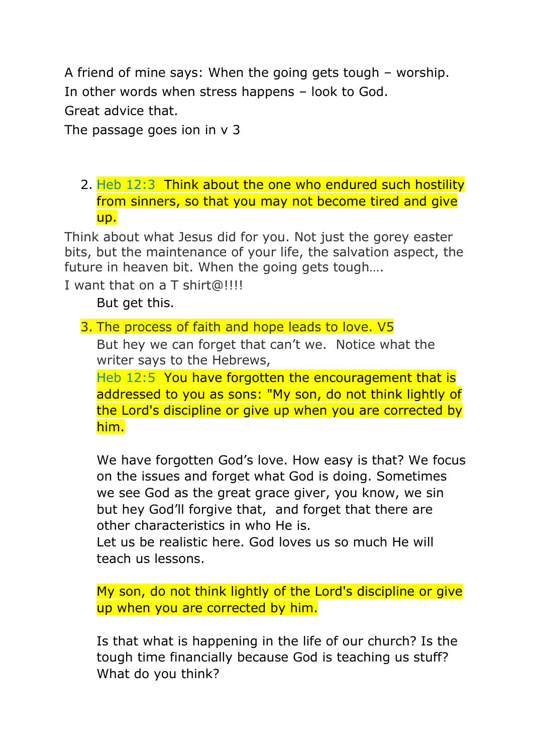A friend of mine says: When the going gets tough – worship.
In other words when stress happens – look to God.
Great advice that.
The passage goes ion in v 3

2. Heb 12:3 Think about the one who endured such hostility from sinners, so that you may not become tired and give up.

Think about what Jesus did for you. Not just the gorey easter bits, but the maintenance of your life, the salvation aspect, the future in heaven bit. When the going gets tough….
I want that on a T shirt@!!!!
But get this.

3. The process of faith and hope leads to love. V5

But hey we can forget that can't we. Notice what the writer says to the Hebrews,

Heb 12:5 You have forgotten the encouragement that is addressed to you as sons: "My son, do not think lightly of the Lord's discipline or give up when you are corrected by him.

We have forgotten God's love. How easy is that? We focus on the issues and forget what God is doing. Sometimes we see God as the great grace giver, you know, we sin but hey God'll forgive that, and forget that there are other characteristics in who He is.
Let us be realistic here. God loves us so much He will teach us lessons.

My son, do not think lightly of the Lord's discipline or give up when you are corrected by him.

Is that what is happening in the life of our church? Is the tough time financially because God is teaching us stuff? What do you think?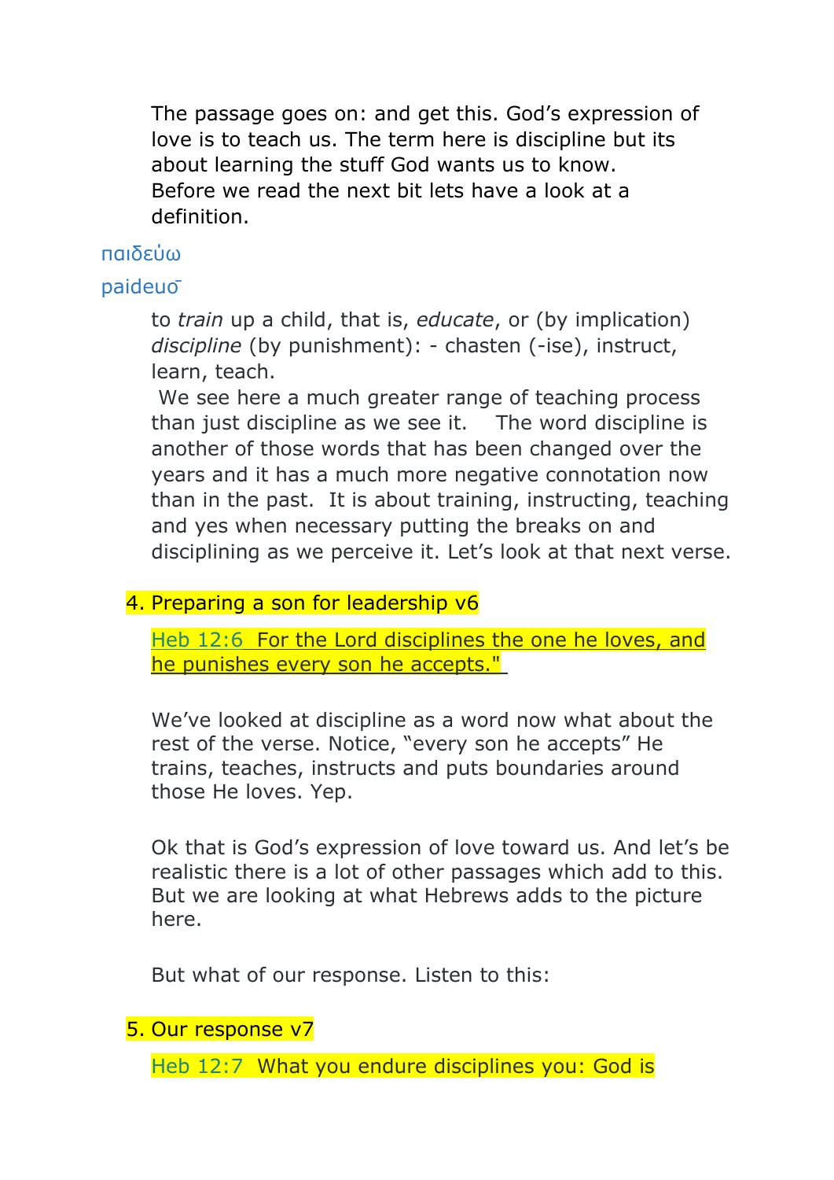The passage goes on: and get this. God's expression of love is to teach us. The term here is discipline but its about learning the stuff God wants us to know.
Before we read the next bit lets have a look at a definition.

παιδεύω

paideuō

to *train* up a child, that is, *educate*, or (by implication) *discipline* (by punishment): - chasten (-ise), instruct, learn, teach.

We see here a much greater range of teaching process than just discipline as we see it. The word discipline is another of those words that has been changed over the years and it has a much more negative connotation now than in the past. It is about training, instructing, teaching and yes when necessary putting the breaks on and disciplining as we perceive it. Let's look at that next verse.

4. Preparing a son for leadership v6

Heb 12:6 For the Lord disciplines the one he loves, and he punishes every son he accepts."

We've looked at discipline as a word now what about the rest of the verse. Notice, "every son he accepts" He trains, teaches, instructs and puts boundaries around those He loves. Yep.

Ok that is God's expression of love toward us. And let's be realistic there is a lot of other passages which add to this. But we are looking at what Hebrews adds to the picture here.

But what of our response. Listen to this:

5. Our response v7

Heb 12:7 What you endure disciplines you: God is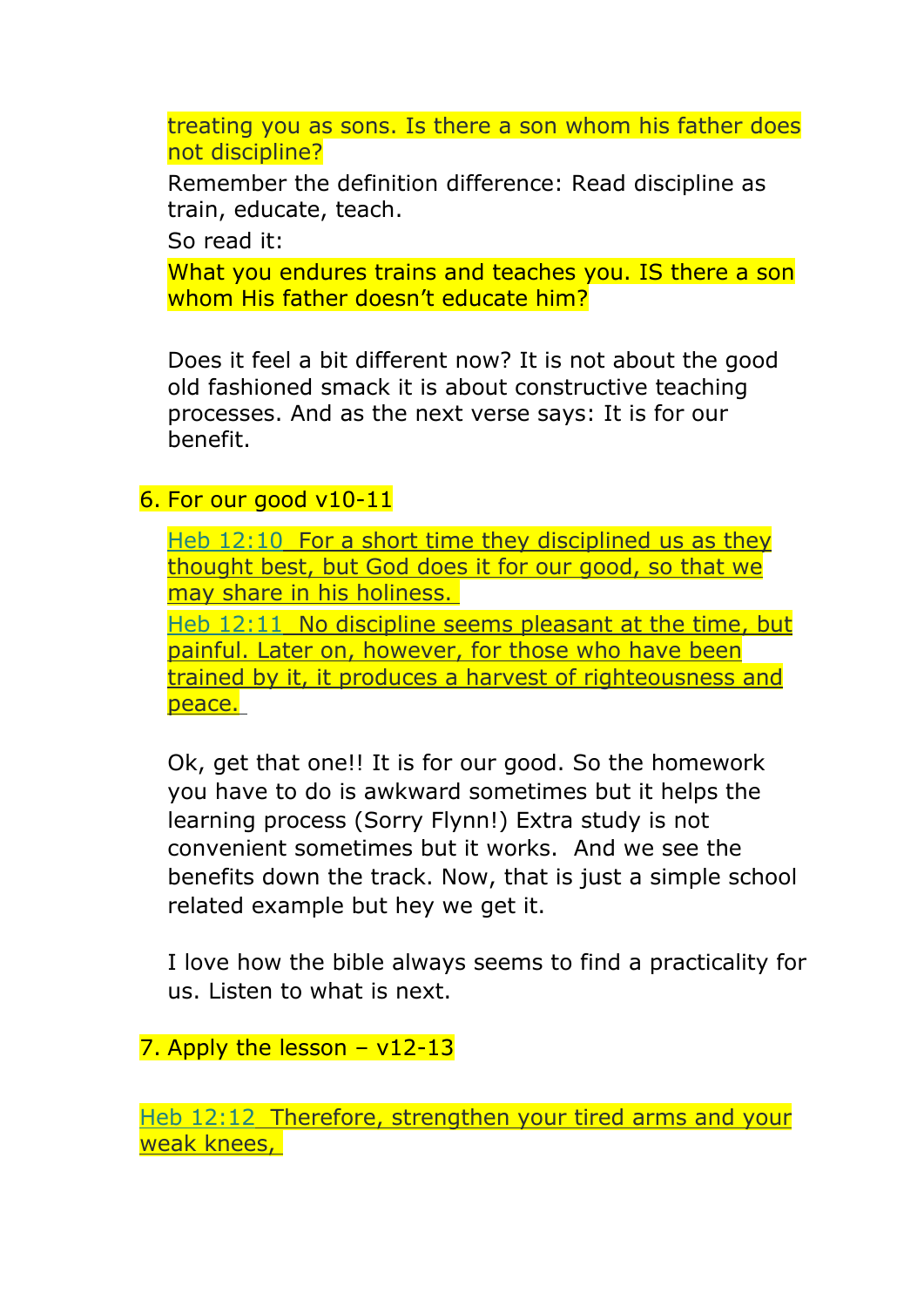treating you as sons. Is there a son whom his father does not discipline?

Remember the definition difference: Read discipline as train, educate, teach.

So read it:

What you endures trains and teaches you. IS there a son whom His father doesn't educate him?

Does it feel a bit different now? It is not about the good old fashioned smack it is about constructive teaching processes. And as the next verse says: It is for our benefit.

6. For our good v10-11

Heb 12:10 For a short time they disciplined us as they thought best, but God does it for our good, so that we may share in his holiness.

Heb 12:11 No discipline seems pleasant at the time, but painful. Later on, however, for those who have been trained by it, it produces a harvest of righteousness and peace.

Ok, get that one!! It is for our good. So the homework you have to do is awkward sometimes but it helps the learning process (Sorry Flynn!) Extra study is not convenient sometimes but it works. And we see the benefits down the track. Now, that is just a simple school related example but hey we get it.

I love how the bible always seems to find a practicality for us. Listen to what is next.

7. Apply the lesson – v12-13

Heb 12:12 Therefore, strengthen your tired arms and your weak knees,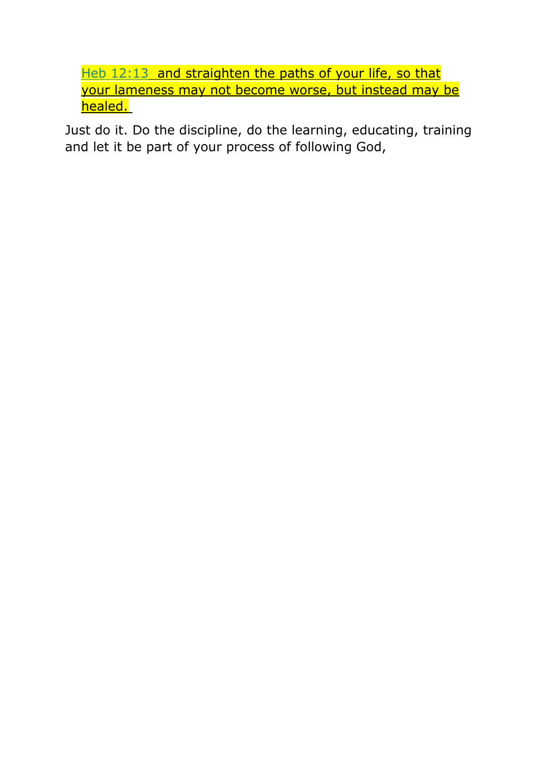Heb 12:13 and straighten the paths of your life, so that your lameness may not become worse, but instead may be healed.

Just do it. Do the discipline, do the learning, educating, training and let it be part of your process of following God,